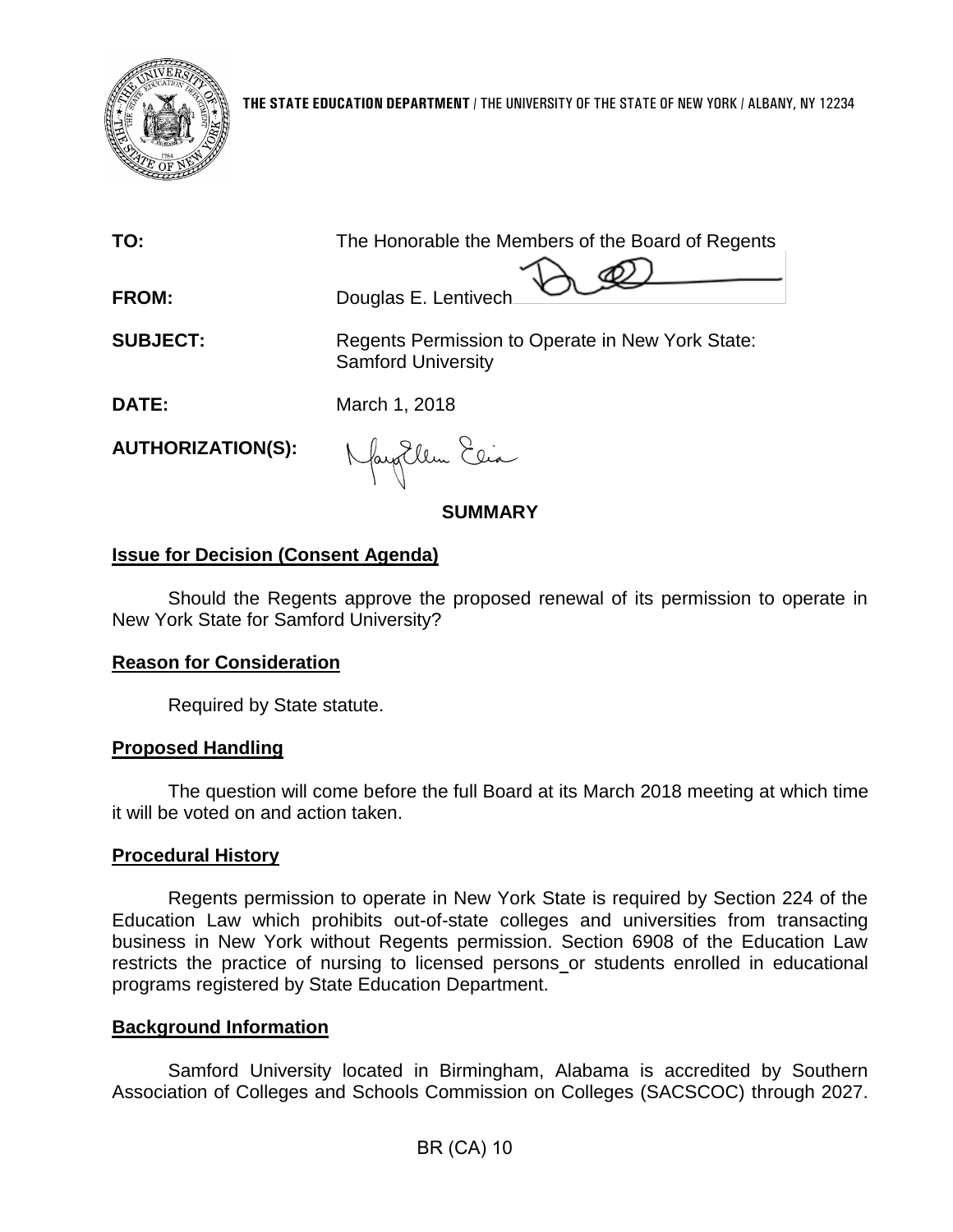**THE STATE EDUCATION DEPARTMENT** / THE UNIVERSITY OF THE STATE OF NEW YORK / ALBANY, NY 12234

| | |
|---|---|
| **TO:** | The Honorable the Members of the Board of Regents |
| **FROM:** | Douglas E. Lentivech |
| **SUBJECT:** | Regents Permission to Operate in New York State: Samford University |
| **DATE:** | March 1, 2018 |
| **AUTHORIZATION(S):** | |

## SUMMARY

### Issue for Decision (Consent Agenda)

Should the Regents approve the proposed renewal of its permission to operate in New York State for Samford University?

### Reason for Consideration

Required by State statute.

### Proposed Handling

The question will come before the full Board at its March 2018 meeting at which time it will be voted on and action taken.

### Procedural History

Regents permission to operate in New York State is required by Section 224 of the Education Law which prohibits out-of-state colleges and universities from transacting business in New York without Regents permission. Section 6908 of the Education Law restricts the practice of nursing to licensed persons or students enrolled in educational programs registered by State Education Department.

### Background Information

Samford University located in Birmingham, Alabama is accredited by Southern Association of Colleges and Schools Commission on Colleges (SACSCOC) through 2027.

BR (CA) 10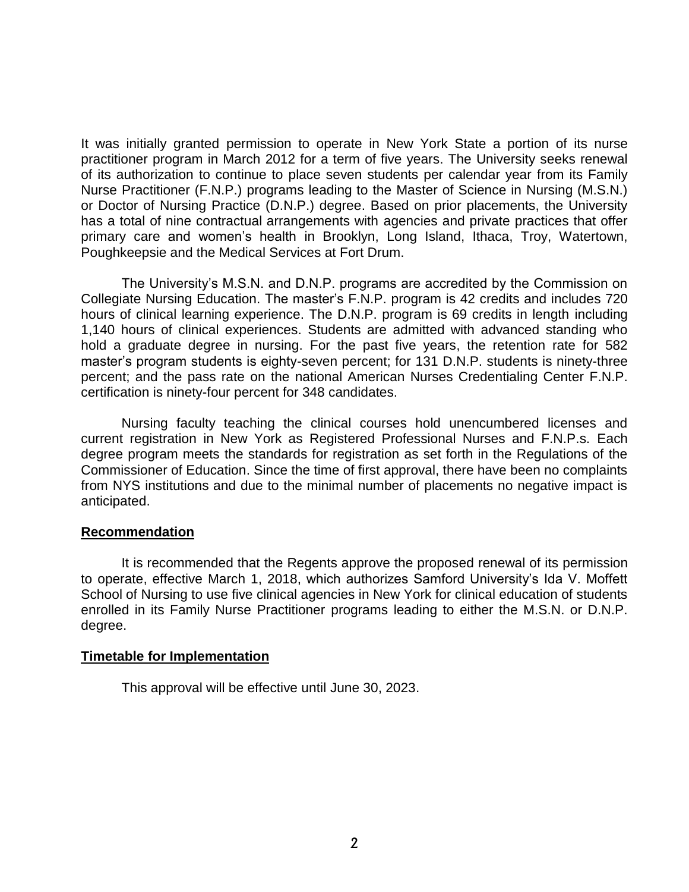It was initially granted permission to operate in New York State a portion of its nurse practitioner program in March 2012 for a term of five years. The University seeks renewal of its authorization to continue to place seven students per calendar year from its Family Nurse Practitioner (F.N.P.) programs leading to the Master of Science in Nursing (M.S.N.) or Doctor of Nursing Practice (D.N.P.) degree. Based on prior placements, the University has a total of nine contractual arrangements with agencies and private practices that offer primary care and women's health in Brooklyn, Long Island, Ithaca, Troy, Watertown, Poughkeepsie and the Medical Services at Fort Drum.

The University's M.S.N. and D.N.P. programs are accredited by the Commission on Collegiate Nursing Education. The master's F.N.P. program is 42 credits and includes 720 hours of clinical learning experience. The D.N.P. program is 69 credits in length including 1,140 hours of clinical experiences. Students are admitted with advanced standing who hold a graduate degree in nursing. For the past five years, the retention rate for 582 master's program students is eighty-seven percent; for 131 D.N.P. students is ninety-three percent; and the pass rate on the national American Nurses Credentialing Center F.N.P. certification is ninety-four percent for 348 candidates.

Nursing faculty teaching the clinical courses hold unencumbered licenses and current registration in New York as Registered Professional Nurses and F.N.P.s. Each degree program meets the standards for registration as set forth in the Regulations of the Commissioner of Education. Since the time of first approval, there have been no complaints from NYS institutions and due to the minimal number of placements no negative impact is anticipated.

**Recommendation**

It is recommended that the Regents approve the proposed renewal of its permission to operate, effective March 1, 2018, which authorizes Samford University's Ida V. Moffett School of Nursing to use five clinical agencies in New York for clinical education of students enrolled in its Family Nurse Practitioner programs leading to either the M.S.N. or D.N.P. degree.

**Timetable for Implementation**

This approval will be effective until June 30, 2023.